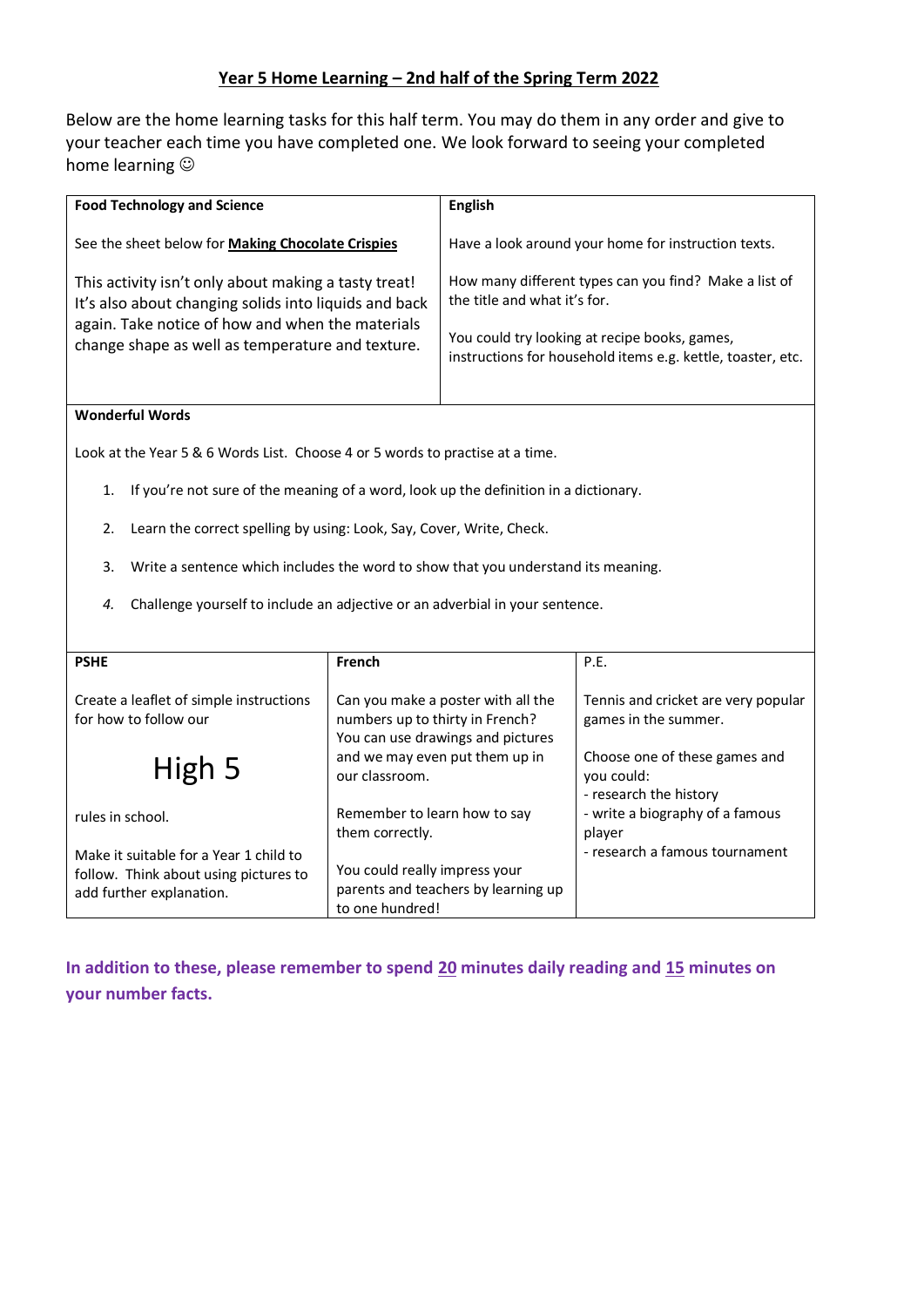# Year 5 Home Learning – 2nd half of the Spring Term 2022

Below are the home learning tasks for this half term. You may do them in any order and give to your teacher each time you have completed one. We look forward to seeing your completed home learning ☺

## Food Technology and Science

See the sheet below for **Making Chocolate Crispies**

This activity isn't only about making a tasty treat! It's also about changing solids into liquids and back again. Take notice of how and when the materials change shape as well as temperature and texture.

## English

Have a look around your home for instruction texts.

How many different types can you find? Make a list of the title and what it's for.

You could try looking at recipe books, games, instructions for household items e.g. kettle, toaster, etc.

## Wonderful Words

Look at the Year 5 & 6 Words List. Choose 4 or 5 words to practise at a time.

1. If you're not sure of the meaning of a word, look up the definition in a dictionary.
2. Learn the correct spelling by using: Look, Say, Cover, Write, Check.
3. Write a sentence which includes the word to show that you understand its meaning.
4. *Challenge yourself to include an adjective or an adverbial in your sentence.*

## PSHE

Create a leaflet of simple instructions for how to follow our

High 5

rules in school.

Make it suitable for a Year 1 child to follow. Think about using pictures to add further explanation.

## French

Can you make a poster with all the numbers up to thirty in French? You can use drawings and pictures and we may even put them up in our classroom.

Remember to learn how to say them correctly.

You could really impress your parents and teachers by learning up to one hundred!

## P.E.

Tennis and cricket are very popular games in the summer.

Choose one of these games and you could:
- research the history
- write a biography of a famous player
- research a famous tournament

**In addition to these, please remember to spend 20 minutes daily reading and 15 minutes on your number facts.**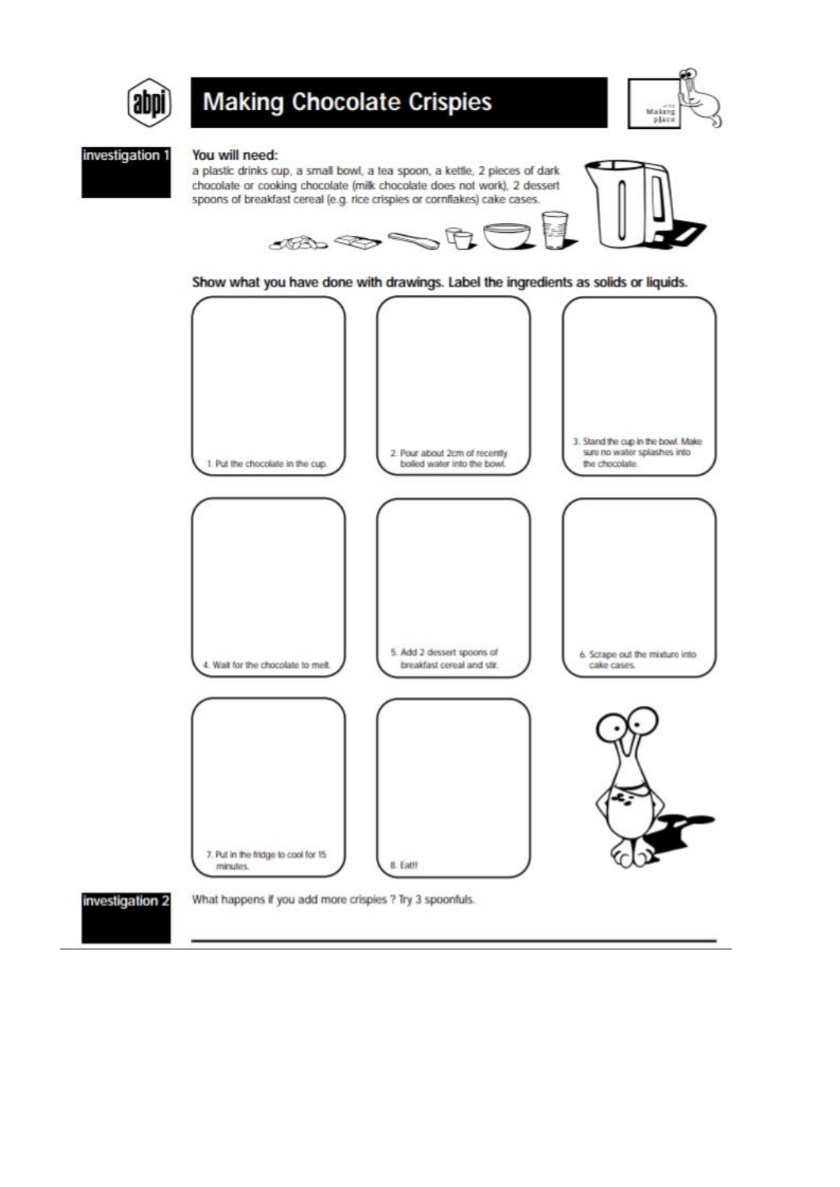# Making Chocolate Crispies

**investigation 1**

**You will need:**
a plastic drinks cup, a small bowl, a tea spoon, a kettle, 2 pieces of dark chocolate or cooking chocolate (milk chocolate does not work), 2 dessert spoons of breakfast cereal (e.g. rice crispies or cornflakes) cake cases.

**Show what you have done with drawings. Label the ingredients as solids or liquids.**

1. Put the chocolate in the cup.
2. Pour about 2cm of recently boiled water into the bowl.
3. Stand the cup in the bowl. Make sure no water splashes into the chocolate.
4. Wait for the chocolate to melt.
5. Add 2 dessert spoons of breakfast cereal and stir.
6. Scrape out the mixture into cake cases.
7. Put in the fridge to cool for 15 minutes.
8. Eat!!

**investigation 2**

What happens if you add more crispies ? Try 3 spoonfuls.

___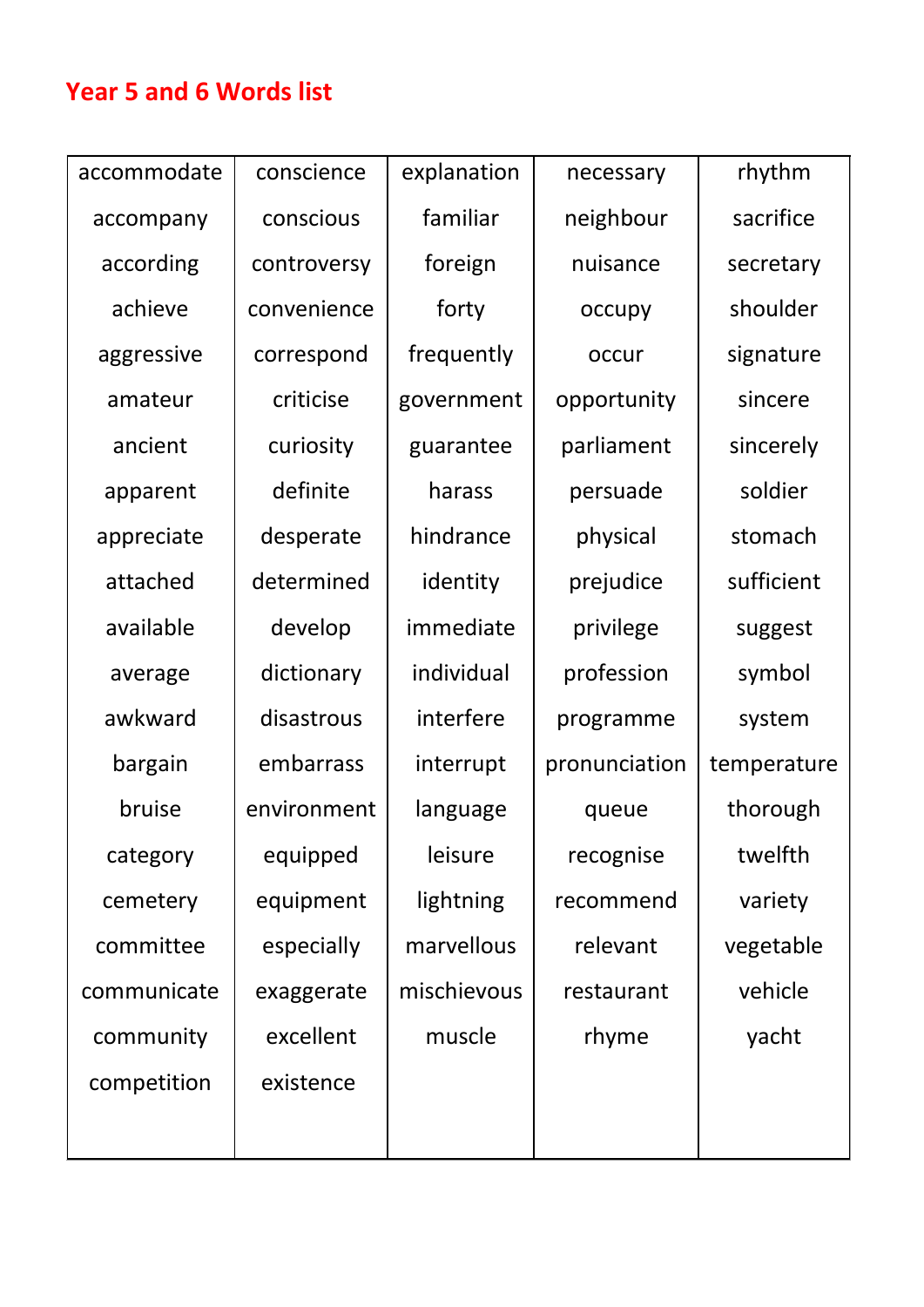## Year 5 and 6 Words list

| | | | | |
|---|---|---|---|---|
| accommodate | conscience | explanation | necessary | rhythm |
| accompany | conscious | familiar | neighbour | sacrifice |
| according | controversy | foreign | nuisance | secretary |
| achieve | convenience | forty | occupy | shoulder |
| aggressive | correspond | frequently | occur | signature |
| amateur | criticise | government | opportunity | sincere |
| ancient | curiosity | guarantee | parliament | sincerely |
| apparent | definite | harass | persuade | soldier |
| appreciate | desperate | hindrance | physical | stomach |
| attached | determined | identity | prejudice | sufficient |
| available | develop | immediate | privilege | suggest |
| average | dictionary | individual | profession | symbol |
| awkward | disastrous | interfere | programme | system |
| bargain | embarrass | interrupt | pronunciation | temperature |
| bruise | environment | language | queue | thorough |
| category | equipped | leisure | recognise | twelfth |
| cemetery | equipment | lightning | recommend | variety |
| committee | especially | marvellous | relevant | vegetable |
| communicate | exaggerate | mischievous | restaurant | vehicle |
| community | excellent | muscle | rhyme | yacht |
| competition | existence | | | |